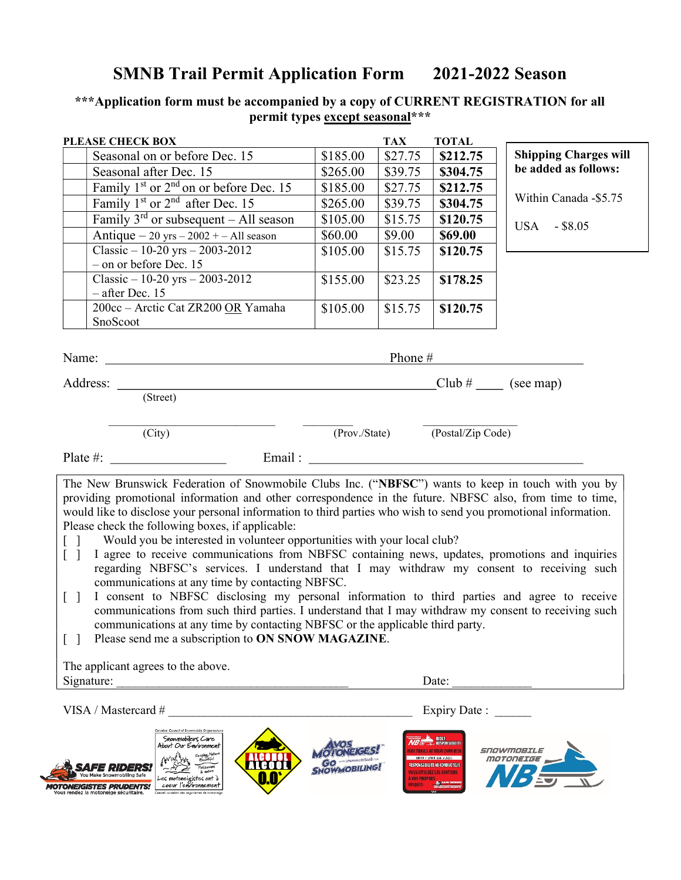# SMNB Trail Permit Application Form 2021-2022 Season

**\*\*\*Application form must be accompanied by a copy of CURRENT REGISTRATION for all permit types except seasonal\*\*\***

**PLEASE CHECK BOX**

| | | | TAX | TOTAL |
|---|---|---|---|---|
| | Seasonal on or before Dec. 15 | $185.00 | $27.75 | **$212.75** |
| | Seasonal after Dec. 15 | $265.00 | $39.75 | **$304.75** |
| | Family 1st or 2nd on or before Dec. 15 | $185.00 | $27.75 | **$212.75** |
| | Family 1st or 2nd after Dec. 15 | $265.00 | $39.75 | **$304.75** |
| | Family 3rd or subsequent – All season | $105.00 | $15.75 | **$120.75** |
| | Antique – 20 yrs – 2002 + – All season | $60.00 | $9.00 | **$69.00** |
| | Classic – 10-20 yrs – 2003-2012 – on or before Dec. 15 | $105.00 | $15.75 | **$120.75** |
| | Classic – 10-20 yrs – 2003-2012 – after Dec. 15 | $155.00 | $23.25 | **$178.25** |
| | 200cc – Arctic Cat ZR200 OR Yamaha SnoScoot | $105.00 | $15.75 | **$120.75** |

**Shipping Charges will be added as follows:**

Within Canada -$5.75

USA - $8.05

Name: ______________________________ Phone # ____________________

Address: ______________________________ Club # ____ (see map)

(Street)

______________________ ________ ______________

(City) (Prov./State) (Postal/Zip Code)

Plate #: ________________ Email : ______________________________

The New Brunswick Federation of Snowmobile Clubs Inc. ("**NBFSC**") wants to keep in touch with you by providing promotional information and other correspondence in the future. NBFSC also, from time to time, would like to disclose your personal information to third parties who wish to send you promotional information. Please check the following boxes, if applicable:

[ ] Would you be interested in volunteer opportunities with your local club?

[ ] I agree to receive communications from NBFSC containing news, updates, promotions and inquiries regarding NBFSC's services. I understand that I may withdraw my consent to receiving such communications at any time by contacting NBFSC.

[ ] I consent to NBFSC disclosing my personal information to third parties and agree to receive communications from such third parties. I understand that I may withdraw my consent to receiving such communications at any time by contacting NBFSC or the applicable third party.

[ ] Please send me a subscription to **ON SNOW MAGAZINE**.

The applicant agrees to the above.

Signature: ______________________________ Date: ____________

VISA / Mastercard # ______________________________ Expiry Date : ______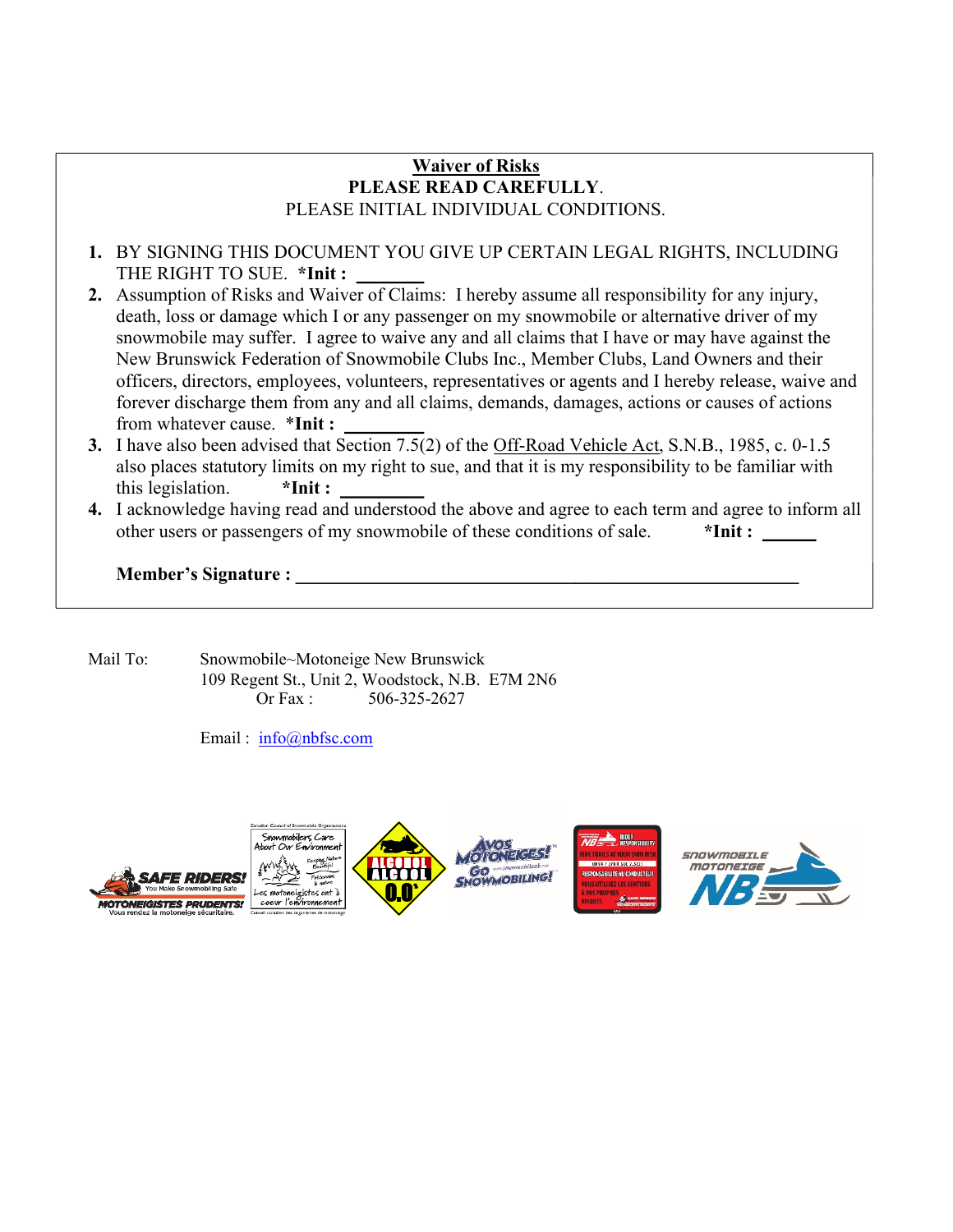**<u>Waiver of Risks</u>**

**PLEASE READ CAREFULLY**.

PLEASE INITIAL INDIVIDUAL CONDITIONS.

1. BY SIGNING THIS DOCUMENT YOU GIVE UP CERTAIN LEGAL RIGHTS, INCLUDING THE RIGHT TO SUE. ***Init : _______**
2. Assumption of Risks and Waiver of Claims: I hereby assume all responsibility for any injury, death, loss or damage which I or any passenger on my snowmobile or alternative driver of my snowmobile may suffer. I agree to waive any and all claims that I have or may have against the New Brunswick Federation of Snowmobile Clubs Inc., Member Clubs, Land Owners and their officers, directors, employees, volunteers, representatives or agents and I hereby release, waive and forever discharge them from any and all claims, demands, damages, actions or causes of actions from whatever cause. *Init : **________**
3. I have also been advised that Section 7.5(2) of the <u>Off-Road Vehicle Act</u>, S.N.B., 1985, c. 0-1.5 also places statutory limits on my right to sue, and that it is my responsibility to be familiar with this legislation. ***Init : ________**
4. I acknowledge having read and understood the above and agree to each term and agree to inform all other users or passengers of my snowmobile of these conditions of sale. ***Init : ______**

**Member's Signature : ________________________________________________________**

Mail To: Snowmobile~Motoneige New Brunswick
109 Regent St., Unit 2, Woodstock, N.B. E7M 2N6
Or Fax : 506-325-2627

Email : info@nbfsc.com